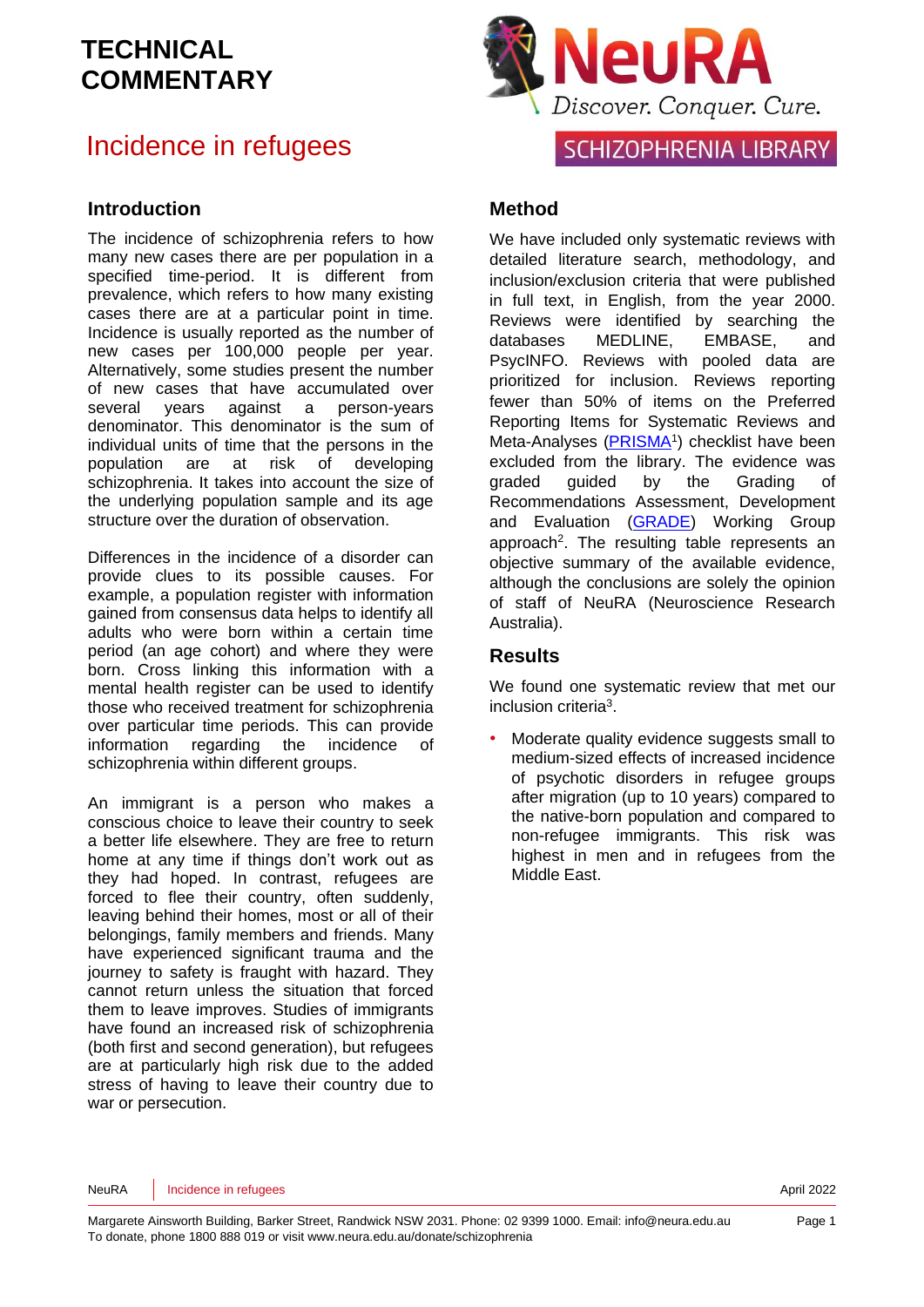# TECHNICAL COMMENTARY

# Incidence in refugees

NeuRA — Discover. Conquer. Cure.

SCHIZOPHRENIA LIBRARY

## Introduction

The incidence of schizophrenia refers to how many new cases there are per population in a specified time-period. It is different from prevalence, which refers to how many existing cases there are at a particular point in time. Incidence is usually reported as the number of new cases per 100,000 people per year. Alternatively, some studies present the number of new cases that have accumulated over several years against a person-years denominator. This denominator is the sum of individual units of time that the persons in the population are at risk of developing schizophrenia. It takes into account the size of the underlying population sample and its age structure over the duration of observation.

Differences in the incidence of a disorder can provide clues to its possible causes. For example, a population register with information gained from consensus data helps to identify all adults who were born within a certain time period (an age cohort) and where they were born. Cross linking this information with a mental health register can be used to identify those who received treatment for schizophrenia over particular time periods. This can provide information regarding the incidence of schizophrenia within different groups.

An immigrant is a person who makes a conscious choice to leave their country to seek a better life elsewhere. They are free to return home at any time if things don't work out as they had hoped. In contrast, refugees are forced to flee their country, often suddenly, leaving behind their homes, most or all of their belongings, family members and friends. Many have experienced significant trauma and the journey to safety is fraught with hazard. They cannot return unless the situation that forced them to leave improves. Studies of immigrants have found an increased risk of schizophrenia (both first and second generation), but refugees are at particularly high risk due to the added stress of having to leave their country due to war or persecution.

## Method

We have included only systematic reviews with detailed literature search, methodology, and inclusion/exclusion criteria that were published in full text, in English, from the year 2000. Reviews were identified by searching the databases MEDLINE, EMBASE, and PsycINFO. Reviews with pooled data are prioritized for inclusion. Reviews reporting fewer than 50% of items on the Preferred Reporting Items for Systematic Reviews and Meta-Analyses (PRISMA[1]) checklist have been excluded from the library. The evidence was graded guided by the Grading of Recommendations Assessment, Development and Evaluation (GRADE) Working Group approach[2]. The resulting table represents an objective summary of the available evidence, although the conclusions are solely the opinion of staff of NeuRA (Neuroscience Research Australia).

## Results

We found one systematic review that met our inclusion criteria[3].

- Moderate quality evidence suggests small to medium-sized effects of increased incidence of psychotic disorders in refugee groups after migration (up to 10 years) compared to the native-born population and compared to non-refugee immigrants. This risk was highest in men and in refugees from the Middle East.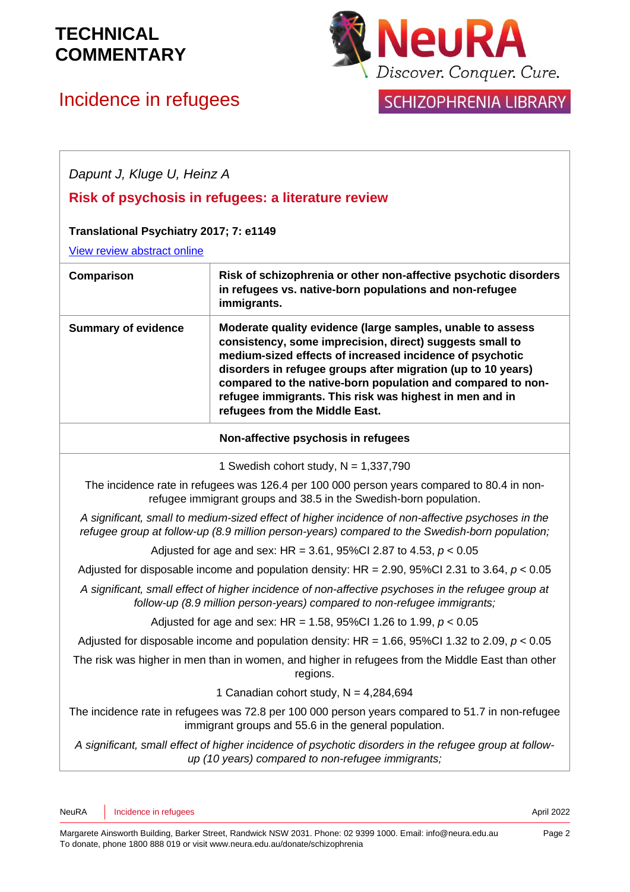# TECHNICAL COMMENTARY

## Incidence in refugees

*Dapunt J, Kluge U, Heinz A*

**Risk of psychosis in refugees: a literature review**

**Translational Psychiatry 2017; 7: e1149**

View review abstract online

| **Comparison** | **Risk of schizophrenia or other non-affective psychotic disorders in refugees vs. native-born populations and non-refugee immigrants.** |
|---|---|
| **Summary of evidence** | **Moderate quality evidence (large samples, unable to assess consistency, some imprecision, direct) suggests small to medium-sized effects of increased incidence of psychotic disorders in refugee groups after migration (up to 10 years) compared to the native-born population and compared to non-refugee immigrants. This risk was highest in men and in refugees from the Middle East.** |

**Non-affective psychosis in refugees**

1 Swedish cohort study, N = 1,337,790

The incidence rate in refugees was 126.4 per 100 000 person years compared to 80.4 in non-refugee immigrant groups and 38.5 in the Swedish-born population.

*A significant, small to medium-sized effect of higher incidence of non-affective psychoses in the refugee group at follow-up (8.9 million person-years) compared to the Swedish-born population;*

Adjusted for age and sex: HR = 3.61, 95%CI 2.87 to 4.53, $p < 0.05$

Adjusted for disposable income and population density: HR = 2.90, 95%CI 2.31 to 3.64, $p < 0.05$

*A significant, small effect of higher incidence of non-affective psychoses in the refugee group at follow-up (8.9 million person-years) compared to non-refugee immigrants;*

Adjusted for age and sex: HR = 1.58, 95%CI 1.26 to 1.99, $p < 0.05$

Adjusted for disposable income and population density: HR = 1.66, 95%CI 1.32 to 2.09, $p < 0.05$

The risk was higher in men than in women, and higher in refugees from the Middle East than other regions.

1 Canadian cohort study, N = 4,284,694

The incidence rate in refugees was 72.8 per 100 000 person years compared to 51.7 in non-refugee immigrant groups and 55.6 in the general population.

*A significant, small effect of higher incidence of psychotic disorders in the refugee group at follow-up (10 years) compared to non-refugee immigrants;*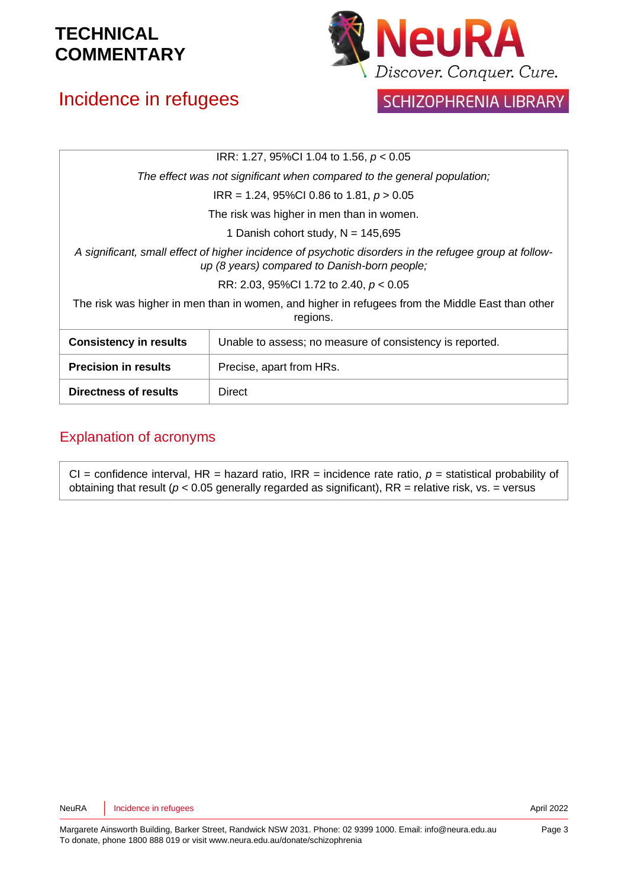| | |
|---|---|
| IRR: 1.27, 95%CI 1.04 to 1.56, $p < 0.05$<br>*The effect was not significant when compared to the general population;*<br>IRR = 1.24, 95%CI 0.86 to 1.81, $p > 0.05$<br>The risk was higher in men than in women.<br>1 Danish cohort study, N = 145,695<br>*A significant, small effect of higher incidence of psychotic disorders in the refugee group at follow-up (8 years) compared to Danish-born people;*<br>RR: 2.03, 95%CI 1.72 to 2.40, $p < 0.05$<br>The risk was higher in men than in women, and higher in refugees from the Middle East than other regions. | |
| **Consistency in results** | Unable to assess; no measure of consistency is reported. |
| **Precision in results** | Precise, apart from HRs. |
| **Directness of results** | Direct |

## Explanation of acronyms

CI = confidence interval, HR = hazard ratio, IRR = incidence rate ratio, $p$ = statistical probability of obtaining that result ($p < 0.05$ generally regarded as significant), RR = relative risk, vs. = versus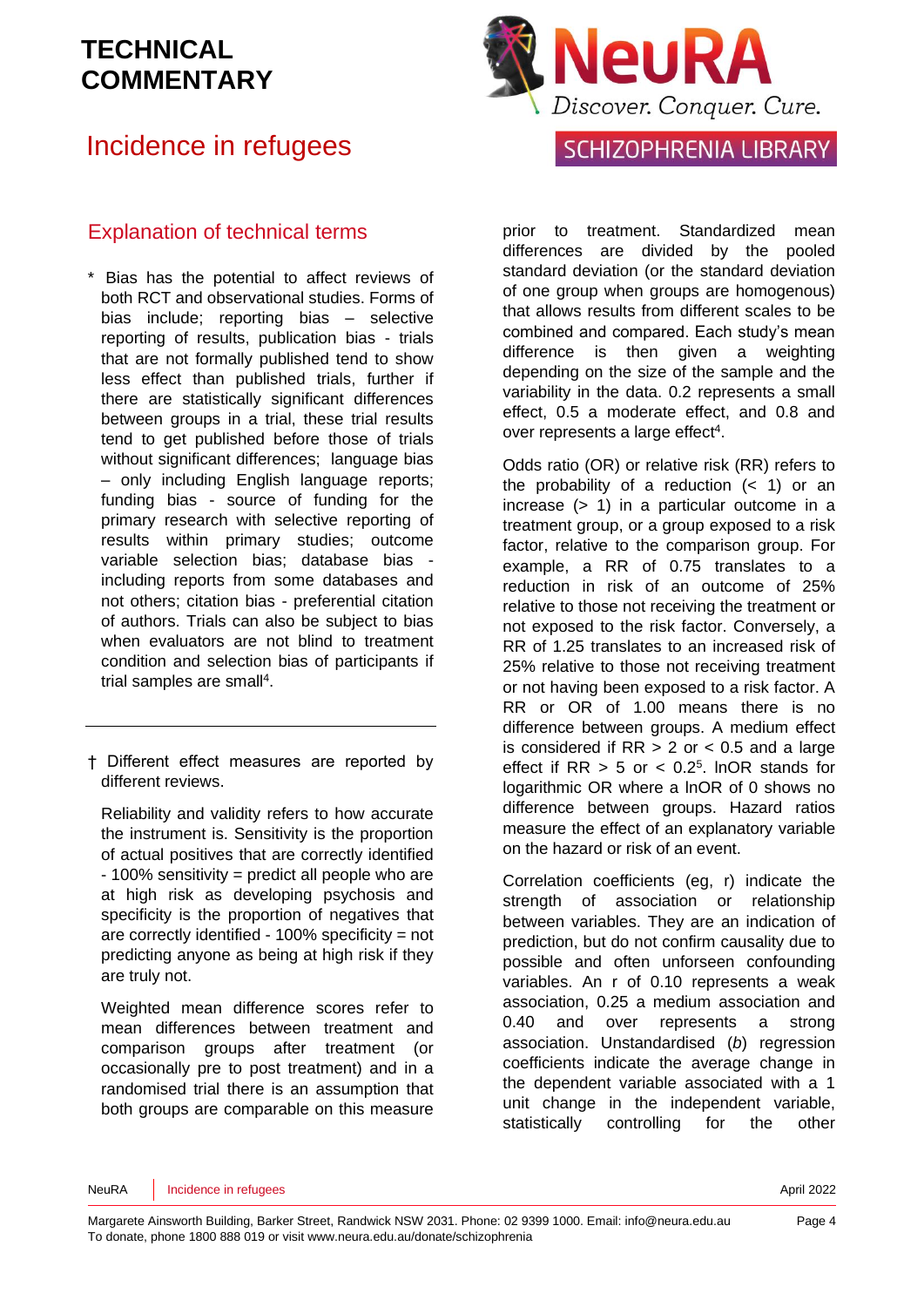# TECHNICAL COMMENTARY

# Incidence in refugees

## Explanation of technical terms

\* Bias has the potential to affect reviews of both RCT and observational studies. Forms of bias include; reporting bias – selective reporting of results, publication bias - trials that are not formally published tend to show less effect than published trials, further if there are statistically significant differences between groups in a trial, these trial results tend to get published before those of trials without significant differences; language bias – only including English language reports; funding bias - source of funding for the primary research with selective reporting of results within primary studies; outcome variable selection bias; database bias - including reports from some databases and not others; citation bias - preferential citation of authors. Trials can also be subject to bias when evaluators are not blind to treatment condition and selection bias of participants if trial samples are small[4].

---

† Different effect measures are reported by different reviews.

Reliability and validity refers to how accurate the instrument is. Sensitivity is the proportion of actual positives that are correctly identified - 100% sensitivity = predict all people who are at high risk as developing psychosis and specificity is the proportion of negatives that are correctly identified - 100% specificity = not predicting anyone as being at high risk if they are truly not.

Weighted mean difference scores refer to mean differences between treatment and comparison groups after treatment (or occasionally pre to post treatment) and in a randomised trial there is an assumption that both groups are comparable on this measure prior to treatment. Standardized mean differences are divided by the pooled standard deviation (or the standard deviation of one group when groups are homogenous) that allows results from different scales to be combined and compared. Each study's mean difference is then given a weighting depending on the size of the sample and the variability in the data. 0.2 represents a small effect, 0.5 a moderate effect, and 0.8 and over represents a large effect[4].

Odds ratio (OR) or relative risk (RR) refers to the probability of a reduction (< 1) or an increase (> 1) in a particular outcome in a treatment group, or a group exposed to a risk factor, relative to the comparison group. For example, a RR of 0.75 translates to a reduction in risk of an outcome of 25% relative to those not receiving the treatment or not exposed to the risk factor. Conversely, a RR of 1.25 translates to an increased risk of 25% relative to those not receiving treatment or not having been exposed to a risk factor. A RR or OR of 1.00 means there is no difference between groups. A medium effect is considered if RR > 2 or < 0.5 and a large effect if RR > 5 or < 0.2[5]. lnOR stands for logarithmic OR where a lnOR of 0 shows no difference between groups. Hazard ratios measure the effect of an explanatory variable on the hazard or risk of an event.

Correlation coefficients (eg, r) indicate the strength of association or relationship between variables. They are an indication of prediction, but do not confirm causality due to possible and often unforseen confounding variables. An r of 0.10 represents a weak association, 0.25 a medium association and 0.40 and over represents a strong association. Unstandardised (*b*) regression coefficients indicate the average change in the dependent variable associated with a 1 unit change in the independent variable, statistically controlling for the other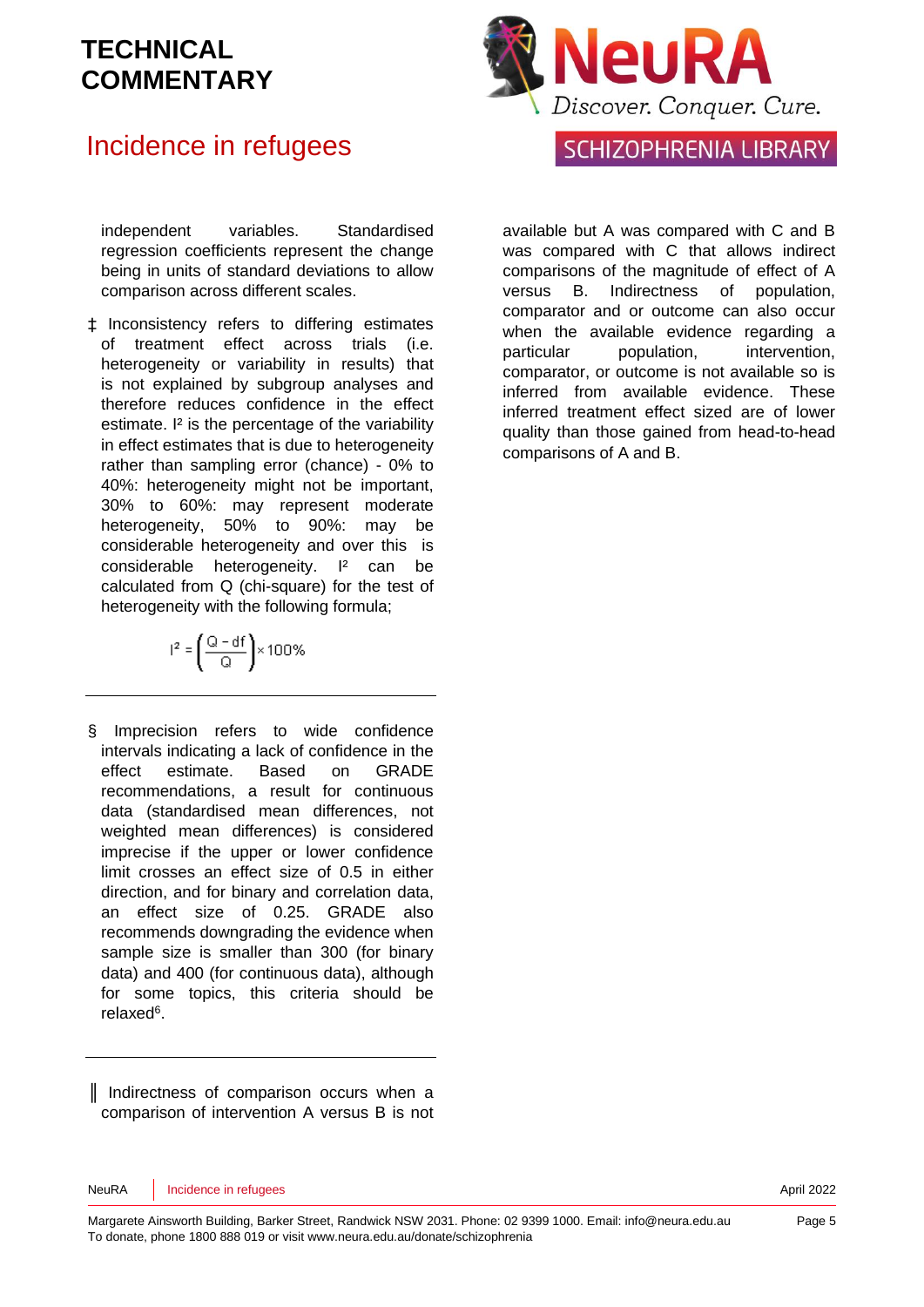independent variables. Standardised regression coefficients represent the change being in units of standard deviations to allow comparison across different scales.

‡ Inconsistency refers to differing estimates of treatment effect across trials (i.e. heterogeneity or variability in results) that is not explained by subgroup analyses and therefore reduces confidence in the effect estimate. $I^2$ is the percentage of the variability in effect estimates that is due to heterogeneity rather than sampling error (chance) - 0% to 40%: heterogeneity might not be important, 30% to 60%: may represent moderate heterogeneity, 50% to 90%: may be considerable heterogeneity and over this is considerable heterogeneity. $I^2$ can be calculated from Q (chi-square) for the test of heterogeneity with the following formula;

$$I^2 = \left(\frac{Q - df}{Q}\right) \times 100\%$$

---

§ Imprecision refers to wide confidence intervals indicating a lack of confidence in the effect estimate. Based on GRADE recommendations, a result for continuous data (standardised mean differences, not weighted mean differences) is considered imprecise if the upper or lower confidence limit crosses an effect size of 0.5 in either direction, and for binary and correlation data, an effect size of 0.25. GRADE also recommends downgrading the evidence when sample size is smaller than 300 (for binary data) and 400 (for continuous data), although for some topics, this criteria should be relaxed[6].

---

‖ Indirectness of comparison occurs when a comparison of intervention A versus B is not available but A was compared with C and B was compared with C that allows indirect comparisons of the magnitude of effect of A versus B. Indirectness of population, comparator and or outcome can also occur when the available evidence regarding a particular population, intervention, comparator, or outcome is not available so is inferred from available evidence. These inferred treatment effect sized are of lower quality than those gained from head-to-head comparisons of A and B.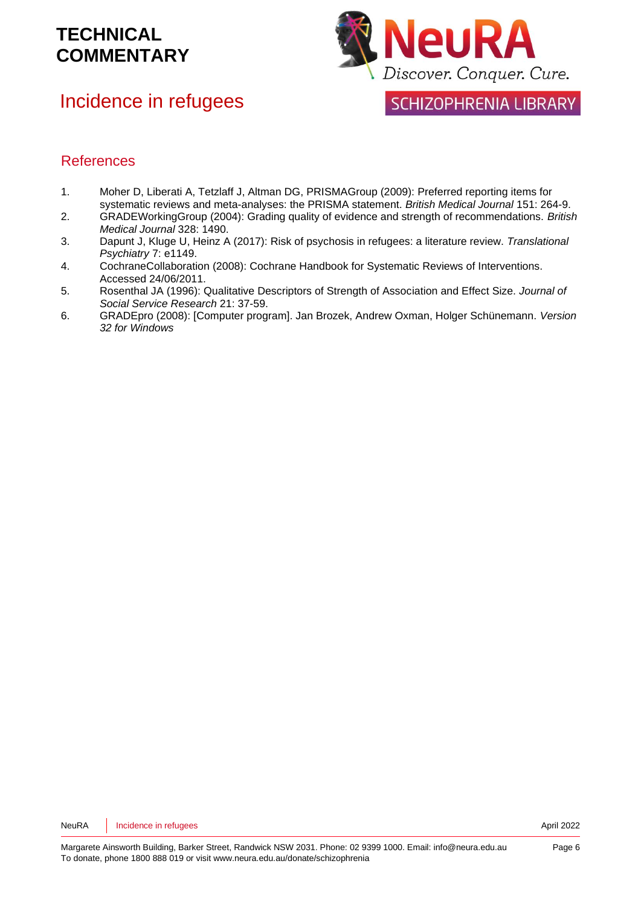## References

1. Moher D, Liberati A, Tetzlaff J, Altman DG, PRISMAGroup (2009): Preferred reporting items for systematic reviews and meta-analyses: the PRISMA statement. *British Medical Journal* 151: 264-9.
2. GRADEWorkingGroup (2004): Grading quality of evidence and strength of recommendations. *British Medical Journal* 328: 1490.
3. Dapunt J, Kluge U, Heinz A (2017): Risk of psychosis in refugees: a literature review. *Translational Psychiatry* 7: e1149.
4. CochraneCollaboration (2008): Cochrane Handbook for Systematic Reviews of Interventions. Accessed 24/06/2011.
5. Rosenthal JA (1996): Qualitative Descriptors of Strength of Association and Effect Size. *Journal of Social Service Research* 21: 37-59.
6. GRADEpro (2008): [Computer program]. Jan Brozek, Andrew Oxman, Holger Schünemann. *Version 32 for Windows*